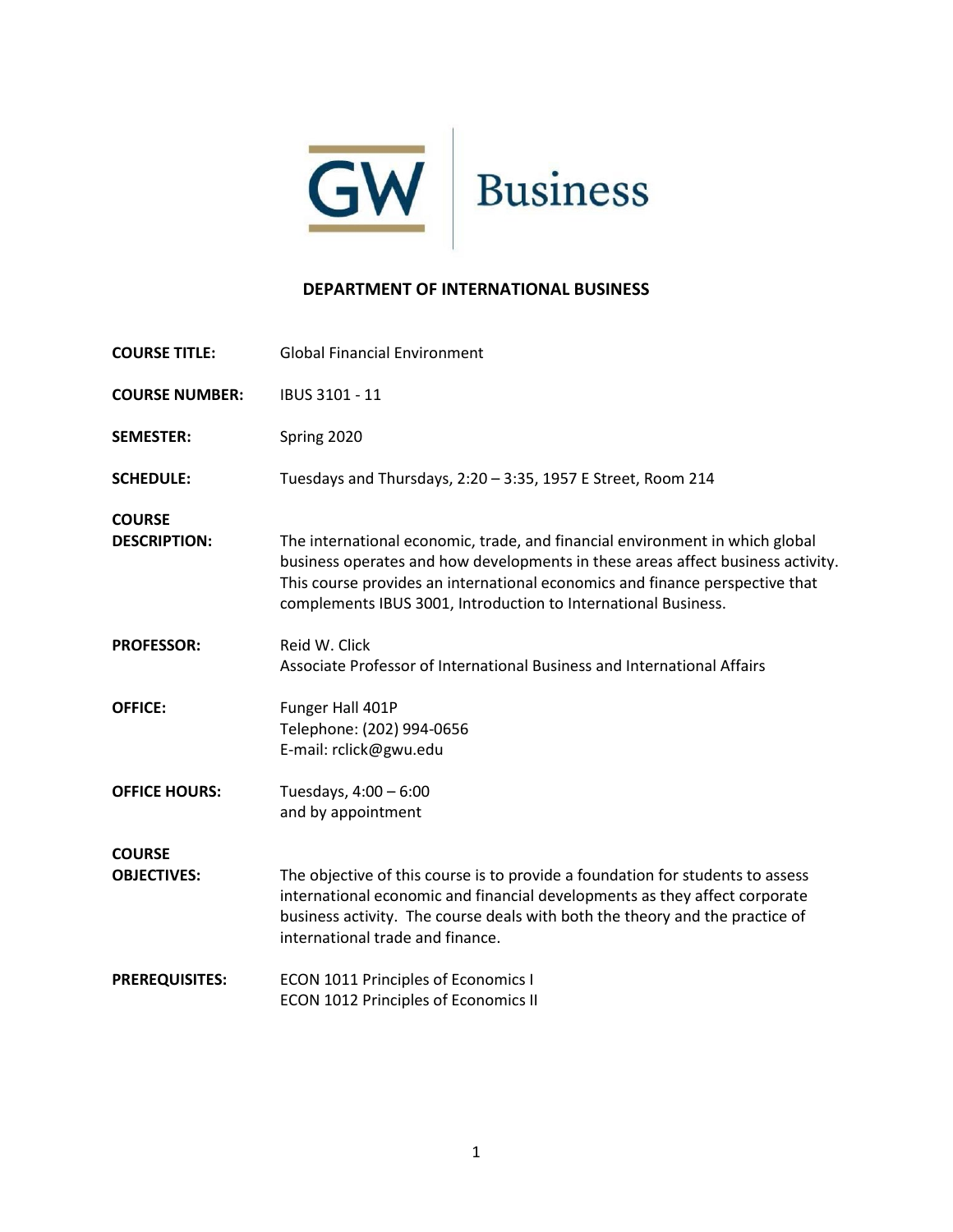GW | Business

## DEPARTMENT OF INTERNATIONAL BUSINESS

**COURSE TITLE:** Global Financial Environment

**COURSE NUMBER:** IBUS 3101 - 11

**SEMESTER:** Spring 2020

**SCHEDULE:** Tuesdays and Thursdays, 2:20 – 3:35, 1957 E Street, Room 214

**COURSE DESCRIPTION:** The international economic, trade, and financial environment in which global business operates and how developments in these areas affect business activity. This course provides an international economics and finance perspective that complements IBUS 3001, Introduction to International Business.

**PROFESSOR:** Reid W. Click
Associate Professor of International Business and International Affairs

**OFFICE:** Funger Hall 401P
Telephone: (202) 994-0656
E-mail: rclick@gwu.edu

**OFFICE HOURS:** Tuesdays, 4:00 – 6:00
and by appointment

**COURSE OBJECTIVES:** The objective of this course is to provide a foundation for students to assess international economic and financial developments as they affect corporate business activity. The course deals with both the theory and the practice of international trade and finance.

**PREREQUISITES:** ECON 1011 Principles of Economics I
ECON 1012 Principles of Economics II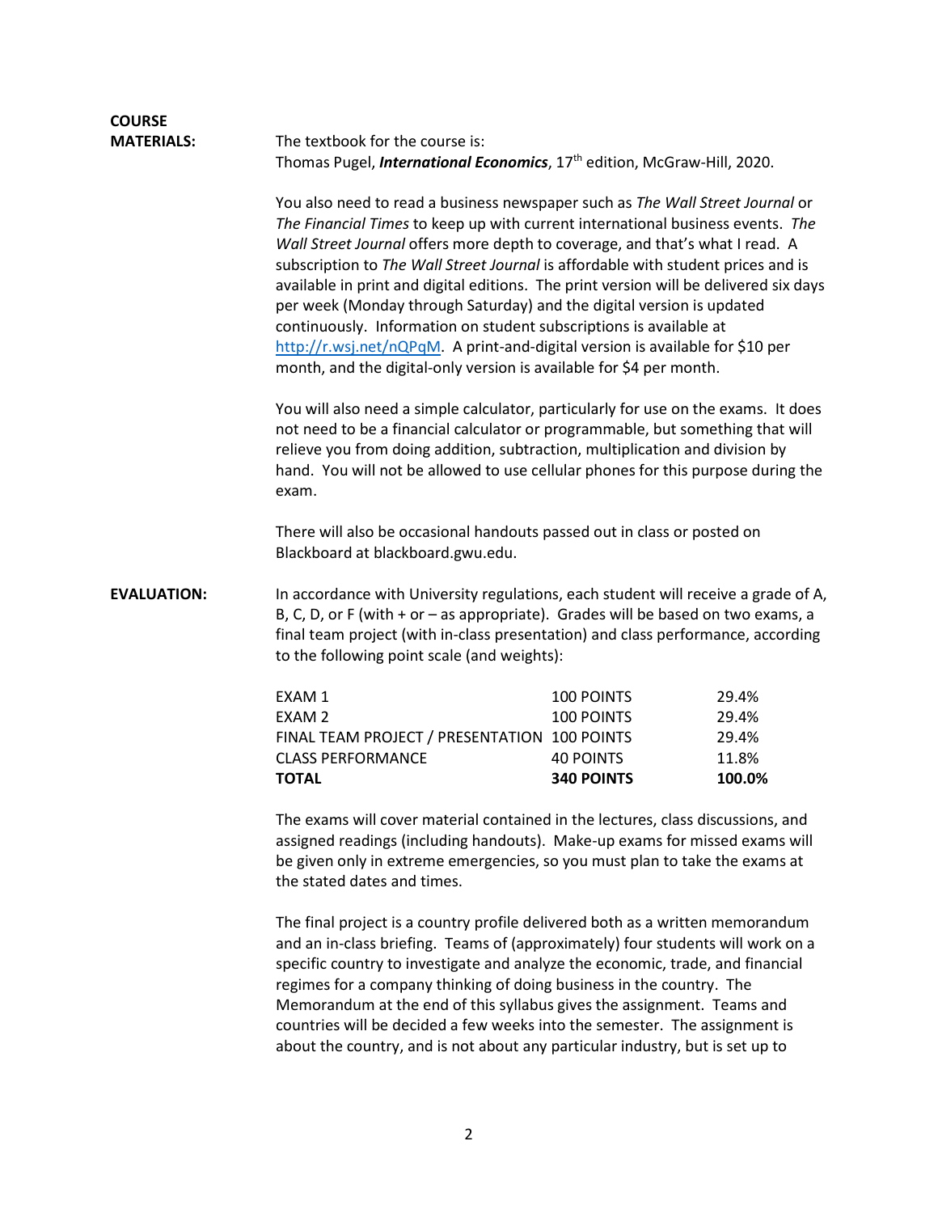**COURSE MATERIALS:**

The textbook for the course is:
Thomas Pugel, ***International Economics***, 17th edition, McGraw-Hill, 2020.

You also need to read a business newspaper such as *The Wall Street Journal* or *The Financial Times* to keep up with current international business events. *The Wall Street Journal* offers more depth to coverage, and that's what I read. A subscription to *The Wall Street Journal* is affordable with student prices and is available in print and digital editions. The print version will be delivered six days per week (Monday through Saturday) and the digital version is updated continuously. Information on student subscriptions is available at http://r.wsj.net/nQPqM. A print-and-digital version is available for $10 per month, and the digital-only version is available for $4 per month.

You will also need a simple calculator, particularly for use on the exams. It does not need to be a financial calculator or programmable, but something that will relieve you from doing addition, subtraction, multiplication and division by hand. You will not be allowed to use cellular phones for this purpose during the exam.

There will also be occasional handouts passed out in class or posted on Blackboard at blackboard.gwu.edu.

**EVALUATION:**

In accordance with University regulations, each student will receive a grade of A, B, C, D, or F (with + or – as appropriate). Grades will be based on two exams, a final team project (with in-class presentation) and class performance, according to the following point scale (and weights):

| | | |
|---|---|---|
| EXAM 1 | 100 POINTS | 29.4% |
| EXAM 2 | 100 POINTS | 29.4% |
| FINAL TEAM PROJECT / PRESENTATION | 100 POINTS | 29.4% |
| CLASS PERFORMANCE | 40 POINTS | 11.8% |
| **TOTAL** | **340 POINTS** | **100.0%** |

The exams will cover material contained in the lectures, class discussions, and assigned readings (including handouts). Make-up exams for missed exams will be given only in extreme emergencies, so you must plan to take the exams at the stated dates and times.

The final project is a country profile delivered both as a written memorandum and an in-class briefing. Teams of (approximately) four students will work on a specific country to investigate and analyze the economic, trade, and financial regimes for a company thinking of doing business in the country. The Memorandum at the end of this syllabus gives the assignment. Teams and countries will be decided a few weeks into the semester. The assignment is about the country, and is not about any particular industry, but is set up to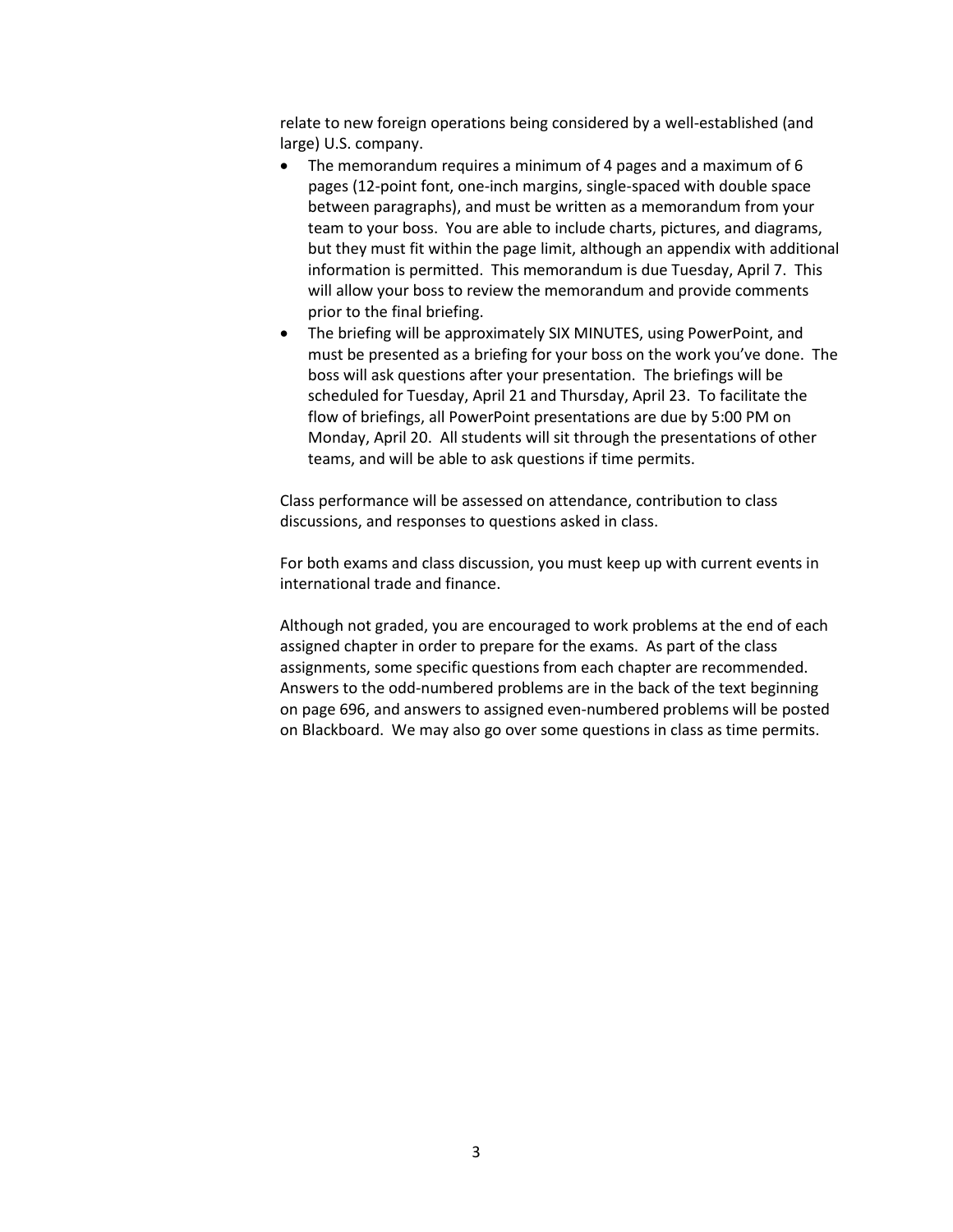relate to new foreign operations being considered by a well-established (and large) U.S. company.

- The memorandum requires a minimum of 4 pages and a maximum of 6 pages (12-point font, one-inch margins, single-spaced with double space between paragraphs), and must be written as a memorandum from your team to your boss. You are able to include charts, pictures, and diagrams, but they must fit within the page limit, although an appendix with additional information is permitted. This memorandum is due Tuesday, April 7. This will allow your boss to review the memorandum and provide comments prior to the final briefing.
- The briefing will be approximately SIX MINUTES, using PowerPoint, and must be presented as a briefing for your boss on the work you've done. The boss will ask questions after your presentation. The briefings will be scheduled for Tuesday, April 21 and Thursday, April 23. To facilitate the flow of briefings, all PowerPoint presentations are due by 5:00 PM on Monday, April 20. All students will sit through the presentations of other teams, and will be able to ask questions if time permits.

Class performance will be assessed on attendance, contribution to class discussions, and responses to questions asked in class.

For both exams and class discussion, you must keep up with current events in international trade and finance.

Although not graded, you are encouraged to work problems at the end of each assigned chapter in order to prepare for the exams. As part of the class assignments, some specific questions from each chapter are recommended. Answers to the odd-numbered problems are in the back of the text beginning on page 696, and answers to assigned even-numbered problems will be posted on Blackboard. We may also go over some questions in class as time permits.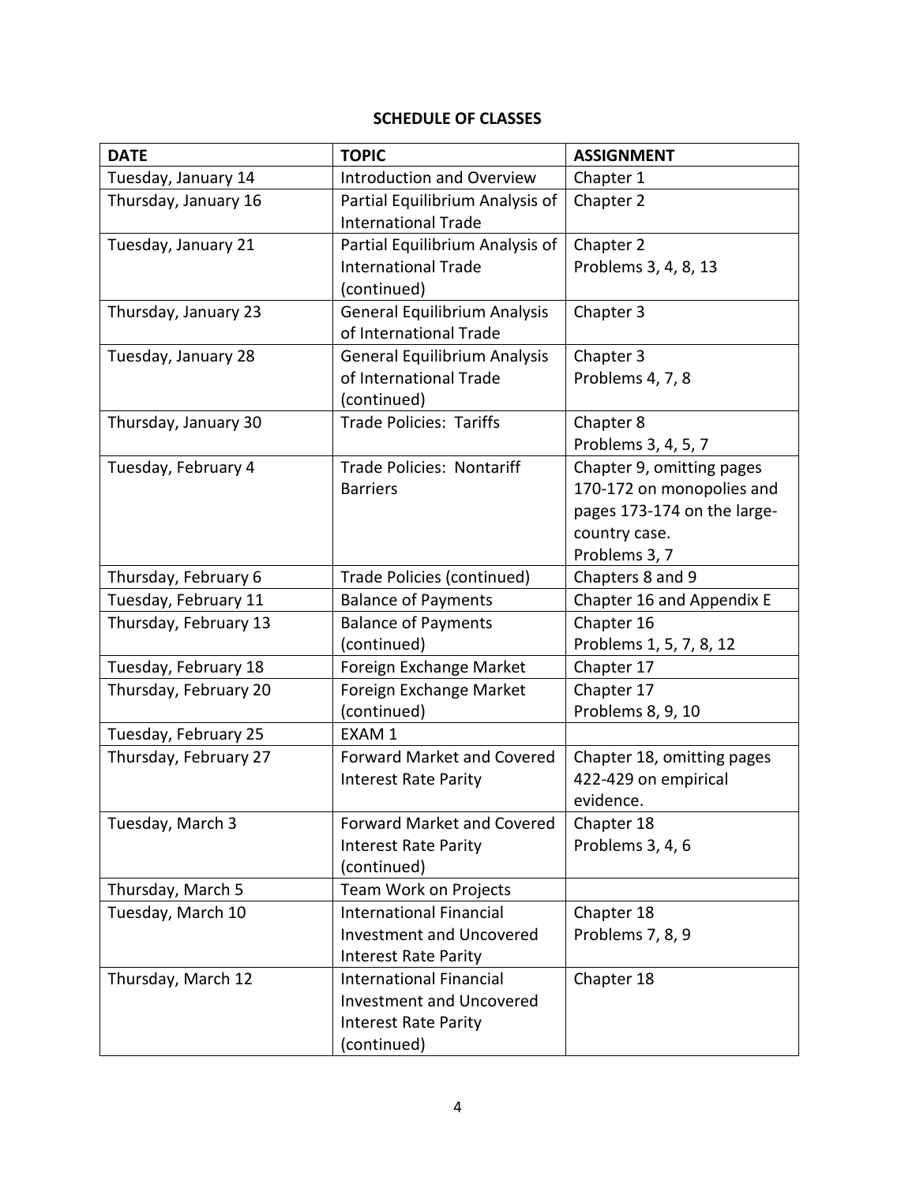## SCHEDULE OF CLASSES

| DATE | TOPIC | ASSIGNMENT |
|---|---|---|
| Tuesday, January 14 | Introduction and Overview | Chapter 1 |
| Thursday, January 16 | Partial Equilibrium Analysis of International Trade | Chapter 2 |
| Tuesday, January 21 | Partial Equilibrium Analysis of International Trade (continued) | Chapter 2<br>Problems 3, 4, 8, 13 |
| Thursday, January 23 | General Equilibrium Analysis of International Trade | Chapter 3 |
| Tuesday, January 28 | General Equilibrium Analysis of International Trade (continued) | Chapter 3<br>Problems 4, 7, 8 |
| Thursday, January 30 | Trade Policies: Tariffs | Chapter 8<br>Problems 3, 4, 5, 7 |
| Tuesday, February 4 | Trade Policies: Nontariff Barriers | Chapter 9, omitting pages 170-172 on monopolies and pages 173-174 on the large-country case.<br>Problems 3, 7 |
| Thursday, February 6 | Trade Policies (continued) | Chapters 8 and 9 |
| Tuesday, February 11 | Balance of Payments | Chapter 16 and Appendix E |
| Thursday, February 13 | Balance of Payments (continued) | Chapter 16<br>Problems 1, 5, 7, 8, 12 |
| Tuesday, February 18 | Foreign Exchange Market | Chapter 17 |
| Thursday, February 20 | Foreign Exchange Market (continued) | Chapter 17<br>Problems 8, 9, 10 |
| Tuesday, February 25 | EXAM 1 | |
| Thursday, February 27 | Forward Market and Covered Interest Rate Parity | Chapter 18, omitting pages 422-429 on empirical evidence. |
| Tuesday, March 3 | Forward Market and Covered Interest Rate Parity (continued) | Chapter 18<br>Problems 3, 4, 6 |
| Thursday, March 5 | Team Work on Projects | |
| Tuesday, March 10 | International Financial Investment and Uncovered Interest Rate Parity | Chapter 18<br>Problems 7, 8, 9 |
| Thursday, March 12 | International Financial Investment and Uncovered Interest Rate Parity (continued) | Chapter 18 |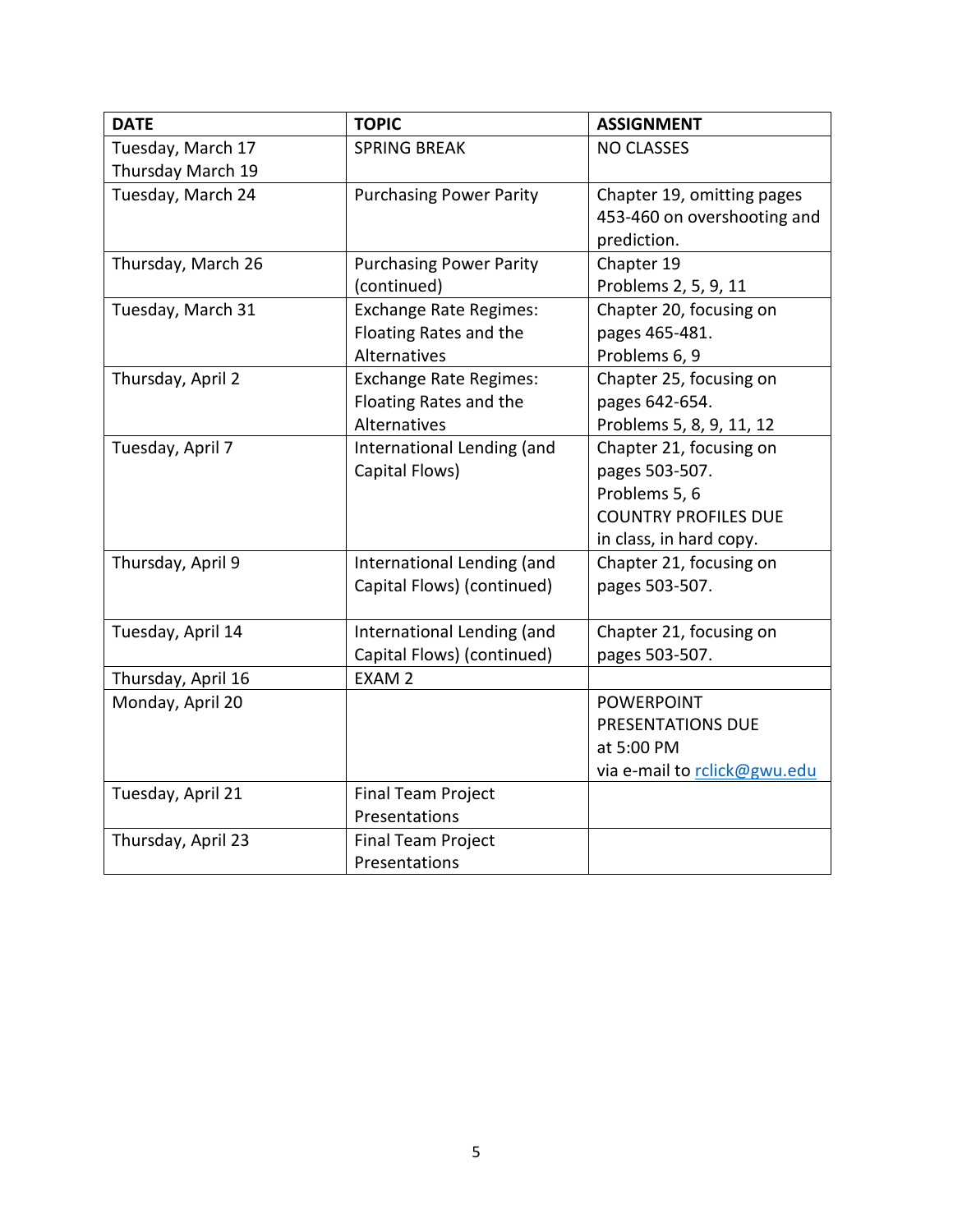| DATE | TOPIC | ASSIGNMENT |
| --- | --- | --- |
| Tuesday, March 17<br>Thursday March 19 | SPRING BREAK | NO CLASSES |
| Tuesday, March 24 | Purchasing Power Parity | Chapter 19, omitting pages 453-460 on overshooting and prediction. |
| Thursday, March 26 | Purchasing Power Parity (continued) | Chapter 19<br>Problems 2, 5, 9, 11 |
| Tuesday, March 31 | Exchange Rate Regimes: Floating Rates and the Alternatives | Chapter 20, focusing on pages 465-481.<br>Problems 6, 9 |
| Thursday, April 2 | Exchange Rate Regimes: Floating Rates and the Alternatives | Chapter 25, focusing on pages 642-654.<br>Problems 5, 8, 9, 11, 12 |
| Tuesday, April 7 | International Lending (and Capital Flows) | Chapter 21, focusing on pages 503-507.<br>Problems 5, 6<br>COUNTRY PROFILES DUE in class, in hard copy. |
| Thursday, April 9 | International Lending (and Capital Flows) (continued) | Chapter 21, focusing on pages 503-507. |
| Tuesday, April 14 | International Lending (and Capital Flows) (continued) | Chapter 21, focusing on pages 503-507. |
| Thursday, April 16 | EXAM 2 | |
| Monday, April 20 | | POWERPOINT PRESENTATIONS DUE at 5:00 PM via e-mail to rclick@gwu.edu |
| Tuesday, April 21 | Final Team Project Presentations | |
| Thursday, April 23 | Final Team Project Presentations | |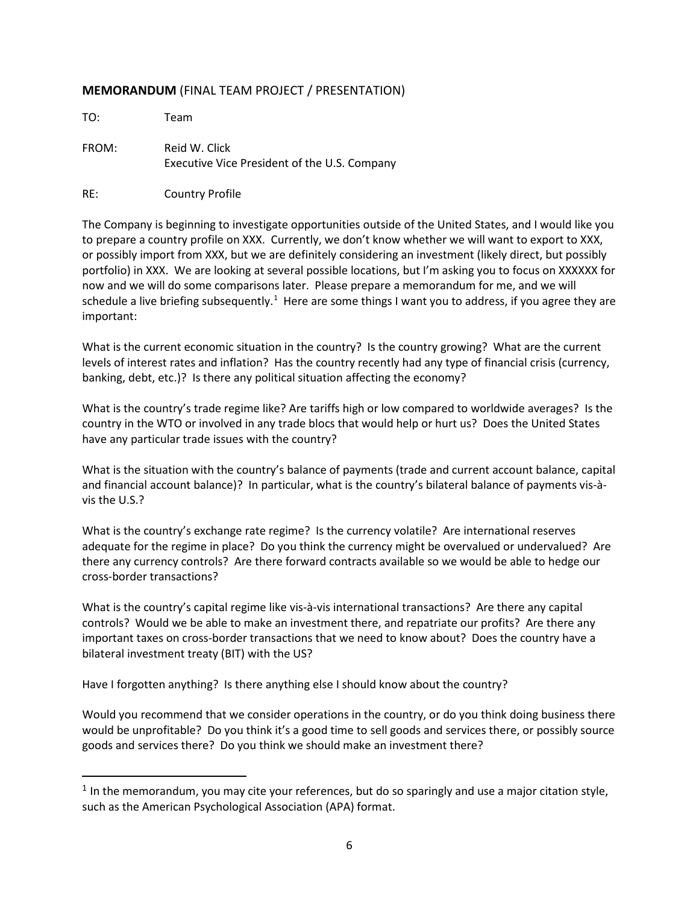**MEMORANDUM** (FINAL TEAM PROJECT / PRESENTATION)

TO: Team

FROM: Reid W. Click
Executive Vice President of the U.S. Company

RE: Country Profile

The Company is beginning to investigate opportunities outside of the United States, and I would like you to prepare a country profile on XXX. Currently, we don't know whether we will want to export to XXX, or possibly import from XXX, but we are definitely considering an investment (likely direct, but possibly portfolio) in XXX. We are looking at several possible locations, but I'm asking you to focus on XXXXXX for now and we will do some comparisons later. Please prepare a memorandum for me, and we will schedule a live briefing subsequently.[1] Here are some things I want you to address, if you agree they are important:

What is the current economic situation in the country? Is the country growing? What are the current levels of interest rates and inflation? Has the country recently had any type of financial crisis (currency, banking, debt, etc.)? Is there any political situation affecting the economy?

What is the country's trade regime like? Are tariffs high or low compared to worldwide averages? Is the country in the WTO or involved in any trade blocs that would help or hurt us? Does the United States have any particular trade issues with the country?

What is the situation with the country's balance of payments (trade and current account balance, capital and financial account balance)? In particular, what is the country's bilateral balance of payments vis-à-vis the U.S.?

What is the country's exchange rate regime? Is the currency volatile? Are international reserves adequate for the regime in place? Do you think the currency might be overvalued or undervalued? Are there any currency controls? Are there forward contracts available so we would be able to hedge our cross-border transactions?

What is the country's capital regime like vis-à-vis international transactions? Are there any capital controls? Would we be able to make an investment there, and repatriate our profits? Are there any important taxes on cross-border transactions that we need to know about? Does the country have a bilateral investment treaty (BIT) with the US?

Have I forgotten anything? Is there anything else I should know about the country?

Would you recommend that we consider operations in the country, or do you think doing business there would be unprofitable? Do you think it's a good time to sell goods and services there, or possibly source goods and services there? Do you think we should make an investment there?

---

[1] In the memorandum, you may cite your references, but do so sparingly and use a major citation style, such as the American Psychological Association (APA) format.